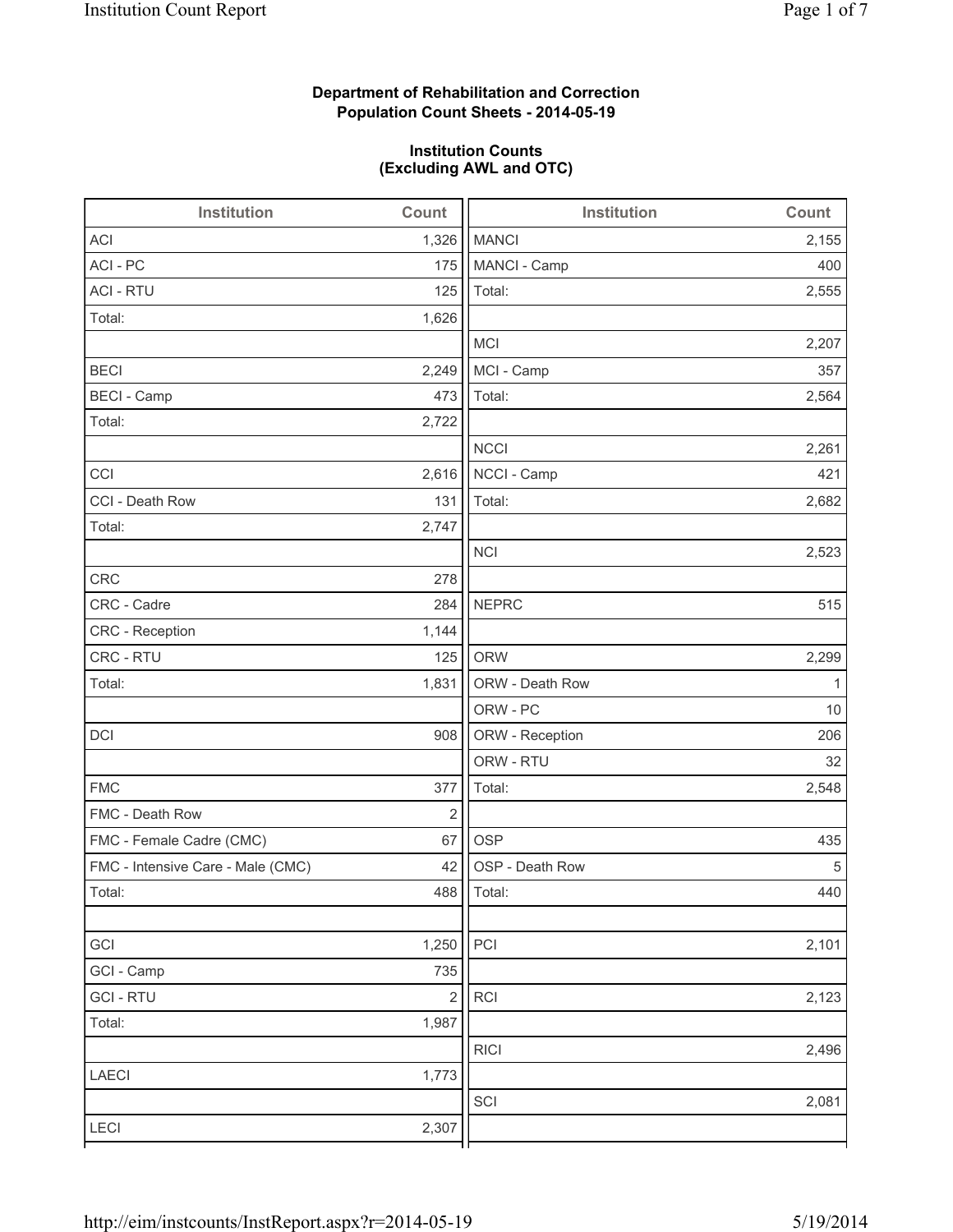**Department of Rehabilitation and Correction**
**Population Count Sheets - 2014-05-19**

**Institution Counts**
**(Excluding AWL and OTC)**

| Institution | Count | Institution | Count |
|---|---|---|---|
| ACI | 1,326 | MANCI | 2,155 |
| ACI - PC | 175 | MANCI - Camp | 400 |
| ACI - RTU | 125 | Total: | 2,555 |
| Total: | 1,626 | | |
| | | MCI | 2,207 |
| BECI | 2,249 | MCI - Camp | 357 |
| BECI - Camp | 473 | Total: | 2,564 |
| Total: | 2,722 | | |
| | | NCCI | 2,261 |
| CCI | 2,616 | NCCI - Camp | 421 |
| CCI - Death Row | 131 | Total: | 2,682 |
| Total: | 2,747 | | |
| | | NCI | 2,523 |
| CRC | 278 | | |
| CRC - Cadre | 284 | NEPRC | 515 |
| CRC - Reception | 1,144 | | |
| CRC - RTU | 125 | ORW | 2,299 |
| Total: | 1,831 | ORW - Death Row | 1 |
| | | ORW - PC | 10 |
| DCI | 908 | ORW - Reception | 206 |
| | | ORW - RTU | 32 |
| FMC | 377 | Total: | 2,548 |
| FMC - Death Row | 2 | | |
| FMC - Female Cadre (CMC) | 67 | OSP | 435 |
| FMC - Intensive Care - Male (CMC) | 42 | OSP - Death Row | 5 |
| Total: | 488 | Total: | 440 |
| | | | |
| GCI | 1,250 | PCI | 2,101 |
| GCI - Camp | 735 | | |
| GCI - RTU | 2 | RCI | 2,123 |
| Total: | 1,987 | | |
| | | RICI | 2,496 |
| LAECI | 1,773 | | |
| | | SCI | 2,081 |
| LECI | 2,307 | | |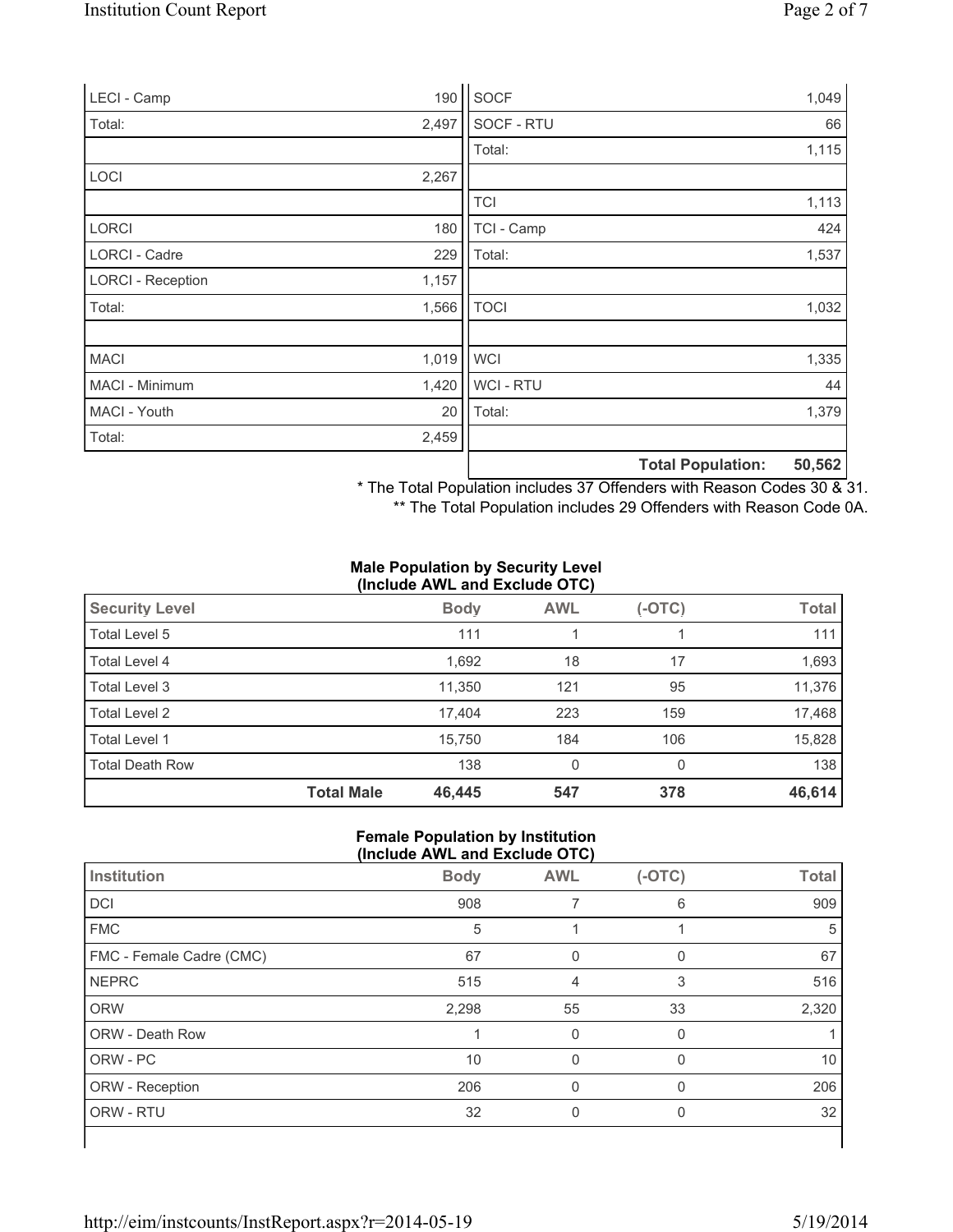| | |
|---|---|
| LECI - Camp | 190 |
| Total: | 2,497 |
| | |
| LOCI | 2,267 |
| | |
| LORCI | 180 |
| LORCI - Cadre | 229 |
| LORCI - Reception | 1,157 |
| Total: | 1,566 |
| | |
| MACI | 1,019 |
| MACI - Minimum | 1,420 |
| MACI - Youth | 20 |
| Total: | 2,459 |

| | |
|---|---|
| SOCF | 1,049 |
| SOCF - RTU | 66 |
| Total: | 1,115 |
| | |
| TCI | 1,113 |
| TCI - Camp | 424 |
| Total: | 1,537 |
| | |
| TOCI | 1,032 |
| | |
| WCI | 1,335 |
| WCI - RTU | 44 |
| Total: | 1,379 |
| | |
| **Total Population:** | **50,562** |

\* The Total Population includes 37 Offenders with Reason Codes 30 & 31.

\*\* The Total Population includes 29 Offenders with Reason Code 0A.

**Male Population by Security Level (Include AWL and Exclude OTC)**

| Security Level | | Body | AWL | (-OTC) | Total |
|---|---|---|---|---|---|
| Total Level 5 | | 111 | 1 | 1 | 111 |
| Total Level 4 | | 1,692 | 18 | 17 | 1,693 |
| Total Level 3 | | 11,350 | 121 | 95 | 11,376 |
| Total Level 2 | | 17,404 | 223 | 159 | 17,468 |
| Total Level 1 | | 15,750 | 184 | 106 | 15,828 |
| Total Death Row | | 138 | 0 | 0 | 138 |
| | **Total Male** | **46,445** | **547** | **378** | **46,614** |

**Female Population by Institution (Include AWL and Exclude OTC)**

| Institution | Body | AWL | (-OTC) | Total |
|---|---|---|---|---|
| DCI | 908 | 7 | 6 | 909 |
| FMC | 5 | 1 | 1 | 5 |
| FMC - Female Cadre (CMC) | 67 | 0 | 0 | 67 |
| NEPRC | 515 | 4 | 3 | 516 |
| ORW | 2,298 | 55 | 33 | 2,320 |
| ORW - Death Row | 1 | 0 | 0 | 1 |
| ORW - PC | 10 | 0 | 0 | 10 |
| ORW - Reception | 206 | 0 | 0 | 206 |
| ORW - RTU | 32 | 0 | 0 | 32 |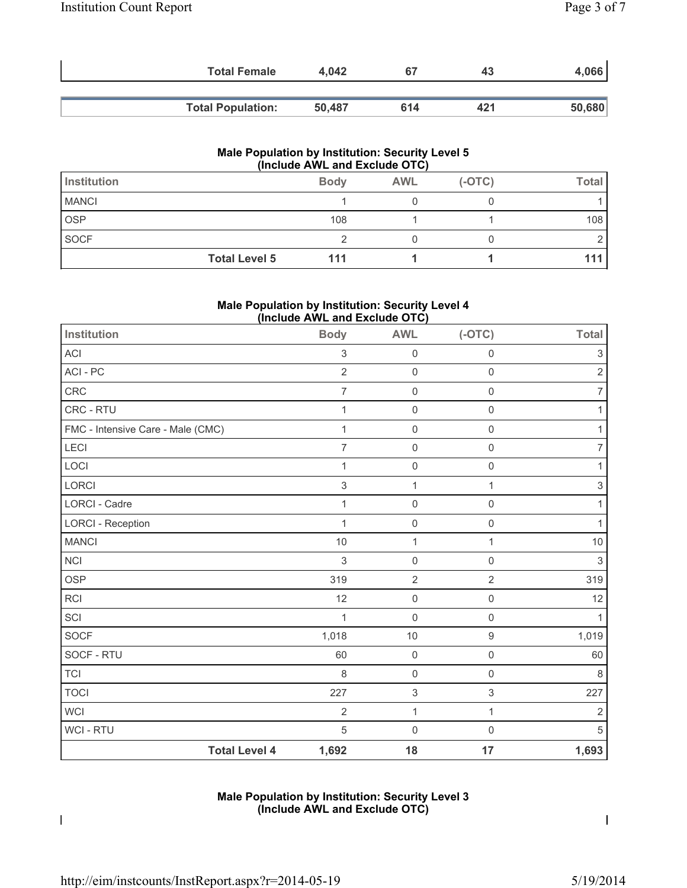| | Body | AWL | (-OTC) | Total |
|---|---|---|---|---|
| **Total Female** | **4,042** | **67** | **43** | **4,066** |
| **Total Population:** | **50,487** | **614** | **421** | **50,680** |

### Male Population by Institution: Security Level 5 (Include AWL and Exclude OTC)

| Institution | Body | AWL | (-OTC) | Total |
|---|---|---|---|---|
| MANCI | 1 | 0 | 0 | 1 |
| OSP | 108 | 1 | 1 | 108 |
| SOCF | 2 | 0 | 0 | 2 |
| **Total Level 5** | **111** | **1** | **1** | **111** |

### Male Population by Institution: Security Level 4 (Include AWL and Exclude OTC)

| Institution | Body | AWL | (-OTC) | Total |
|---|---|---|---|---|
| ACI | 3 | 0 | 0 | 3 |
| ACI - PC | 2 | 0 | 0 | 2 |
| CRC | 7 | 0 | 0 | 7 |
| CRC - RTU | 1 | 0 | 0 | 1 |
| FMC - Intensive Care - Male (CMC) | 1 | 0 | 0 | 1 |
| LECI | 7 | 0 | 0 | 7 |
| LOCI | 1 | 0 | 0 | 1 |
| LORCI | 3 | 1 | 1 | 3 |
| LORCI - Cadre | 1 | 0 | 0 | 1 |
| LORCI - Reception | 1 | 0 | 0 | 1 |
| MANCI | 10 | 1 | 1 | 10 |
| NCI | 3 | 0 | 0 | 3 |
| OSP | 319 | 2 | 2 | 319 |
| RCI | 12 | 0 | 0 | 12 |
| SCI | 1 | 0 | 0 | 1 |
| SOCF | 1,018 | 10 | 9 | 1,019 |
| SOCF - RTU | 60 | 0 | 0 | 60 |
| TCI | 8 | 0 | 0 | 8 |
| TOCI | 227 | 3 | 3 | 227 |
| WCI | 2 | 1 | 1 | 2 |
| WCI - RTU | 5 | 0 | 0 | 5 |
| **Total Level 4** | **1,692** | **18** | **17** | **1,693** |

### Male Population by Institution: Security Level 3 (Include AWL and Exclude OTC)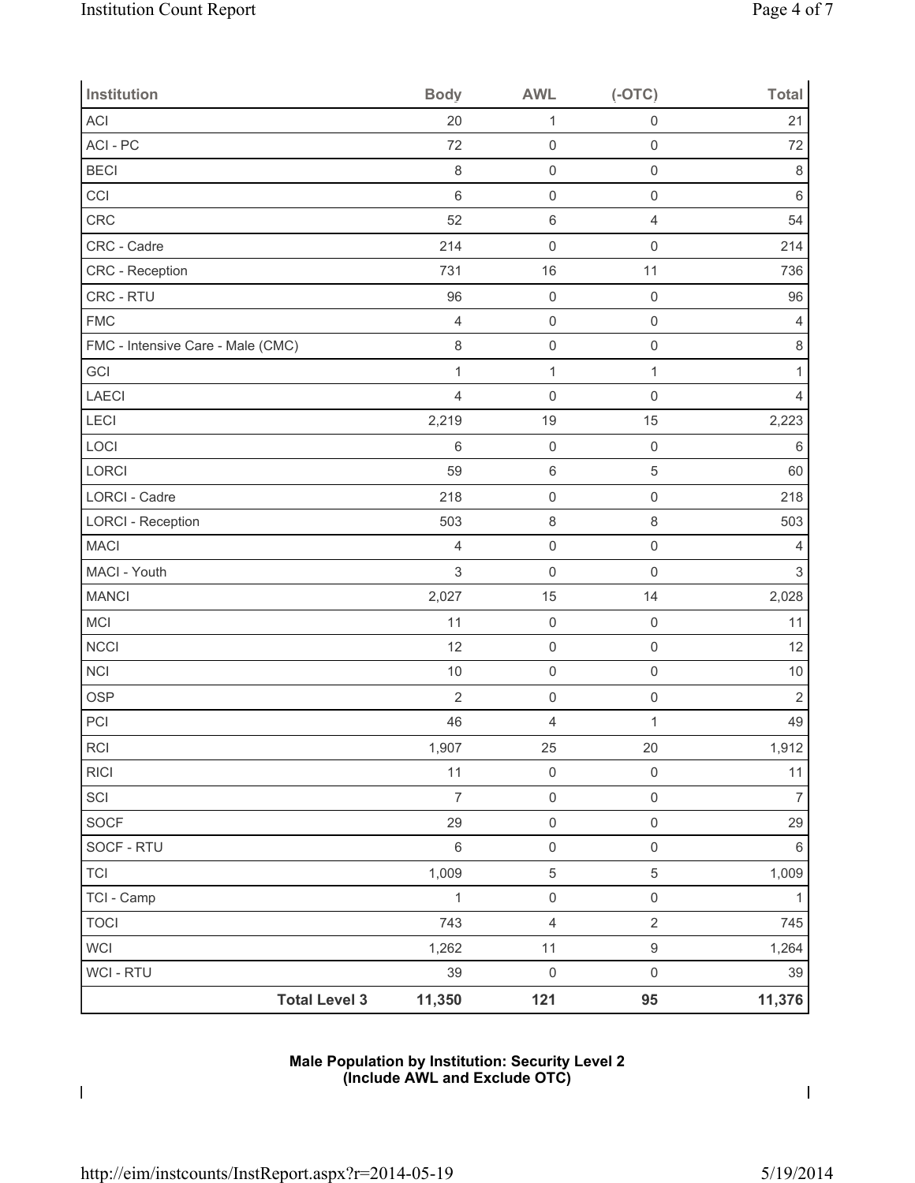| Institution | Body | AWL | (-OTC) | Total |
|---|---|---|---|---|
| ACI | 20 | 1 | 0 | 21 |
| ACI - PC | 72 | 0 | 0 | 72 |
| BECI | 8 | 0 | 0 | 8 |
| CCI | 6 | 0 | 0 | 6 |
| CRC | 52 | 6 | 4 | 54 |
| CRC - Cadre | 214 | 0 | 0 | 214 |
| CRC - Reception | 731 | 16 | 11 | 736 |
| CRC - RTU | 96 | 0 | 0 | 96 |
| FMC | 4 | 0 | 0 | 4 |
| FMC - Intensive Care - Male (CMC) | 8 | 0 | 0 | 8 |
| GCI | 1 | 1 | 1 | 1 |
| LAECI | 4 | 0 | 0 | 4 |
| LECI | 2,219 | 19 | 15 | 2,223 |
| LOCI | 6 | 0 | 0 | 6 |
| LORCI | 59 | 6 | 5 | 60 |
| LORCI - Cadre | 218 | 0 | 0 | 218 |
| LORCI - Reception | 503 | 8 | 8 | 503 |
| MACI | 4 | 0 | 0 | 4 |
| MACI - Youth | 3 | 0 | 0 | 3 |
| MANCI | 2,027 | 15 | 14 | 2,028 |
| MCI | 11 | 0 | 0 | 11 |
| NCCI | 12 | 0 | 0 | 12 |
| NCI | 10 | 0 | 0 | 10 |
| OSP | 2 | 0 | 0 | 2 |
| PCI | 46 | 4 | 1 | 49 |
| RCI | 1,907 | 25 | 20 | 1,912 |
| RICI | 11 | 0 | 0 | 11 |
| SCI | 7 | 0 | 0 | 7 |
| SOCF | 29 | 0 | 0 | 29 |
| SOCF - RTU | 6 | 0 | 0 | 6 |
| TCI | 1,009 | 5 | 5 | 1,009 |
| TCI - Camp | 1 | 0 | 0 | 1 |
| TOCI | 743 | 4 | 2 | 745 |
| WCI | 1,262 | 11 | 9 | 1,264 |
| WCI - RTU | 39 | 0 | 0 | 39 |
| **Total Level 3** | **11,350** | **121** | **95** | **11,376** |

**Male Population by Institution: Security Level 2**
**(Include AWL and Exclude OTC)**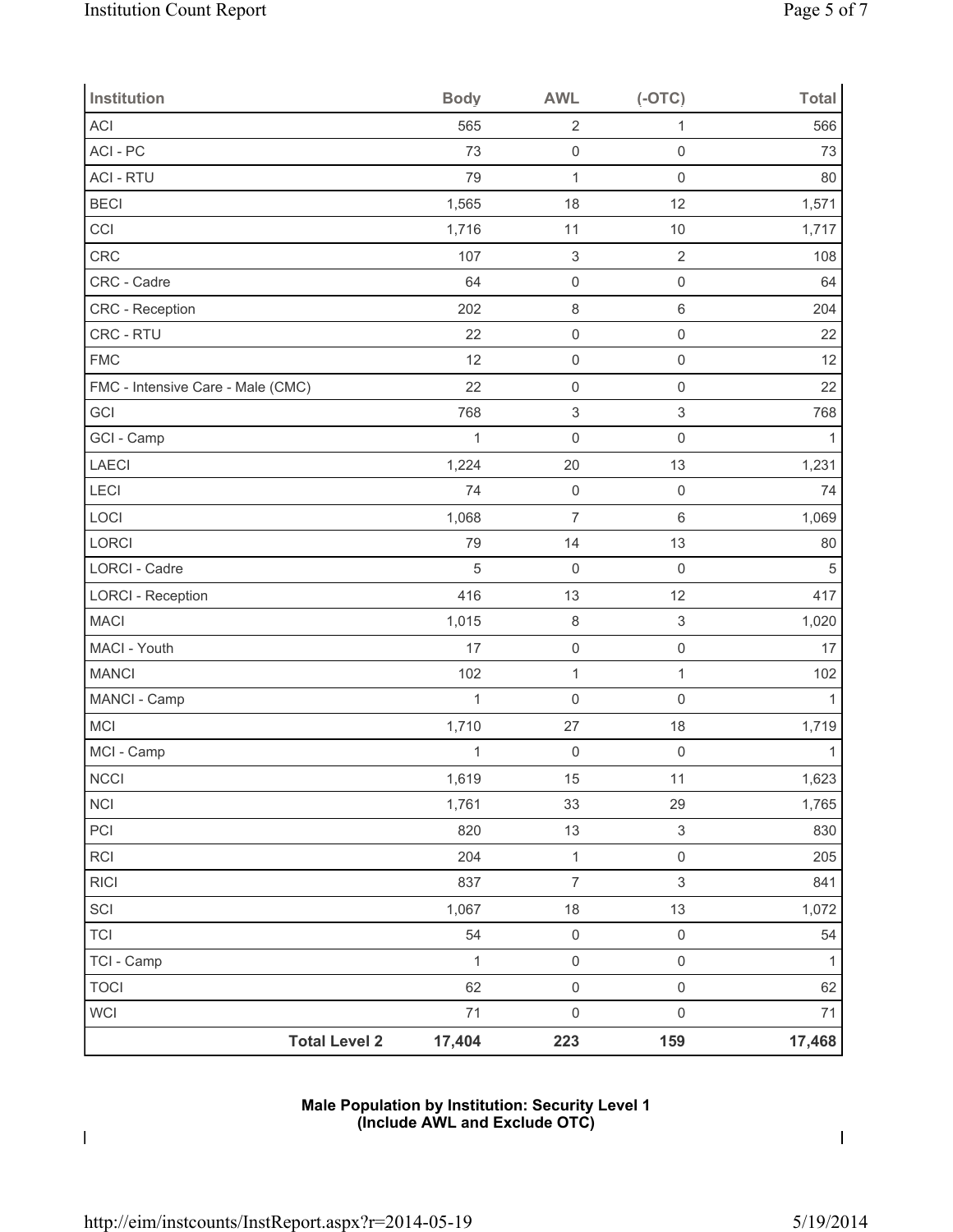| Institution | Body | AWL | (-OTC) | Total |
|---|---|---|---|---|
| ACI | 565 | 2 | 1 | 566 |
| ACI - PC | 73 | 0 | 0 | 73 |
| ACI - RTU | 79 | 1 | 0 | 80 |
| BECI | 1,565 | 18 | 12 | 1,571 |
| CCI | 1,716 | 11 | 10 | 1,717 |
| CRC | 107 | 3 | 2 | 108 |
| CRC - Cadre | 64 | 0 | 0 | 64 |
| CRC - Reception | 202 | 8 | 6 | 204 |
| CRC - RTU | 22 | 0 | 0 | 22 |
| FMC | 12 | 0 | 0 | 12 |
| FMC - Intensive Care - Male (CMC) | 22 | 0 | 0 | 22 |
| GCI | 768 | 3 | 3 | 768 |
| GCI - Camp | 1 | 0 | 0 | 1 |
| LAECI | 1,224 | 20 | 13 | 1,231 |
| LECI | 74 | 0 | 0 | 74 |
| LOCI | 1,068 | 7 | 6 | 1,069 |
| LORCI | 79 | 14 | 13 | 80 |
| LORCI - Cadre | 5 | 0 | 0 | 5 |
| LORCI - Reception | 416 | 13 | 12 | 417 |
| MACI | 1,015 | 8 | 3 | 1,020 |
| MACI - Youth | 17 | 0 | 0 | 17 |
| MANCI | 102 | 1 | 1 | 102 |
| MANCI - Camp | 1 | 0 | 0 | 1 |
| MCI | 1,710 | 27 | 18 | 1,719 |
| MCI - Camp | 1 | 0 | 0 | 1 |
| NCCI | 1,619 | 15 | 11 | 1,623 |
| NCI | 1,761 | 33 | 29 | 1,765 |
| PCI | 820 | 13 | 3 | 830 |
| RCI | 204 | 1 | 0 | 205 |
| RICI | 837 | 7 | 3 | 841 |
| SCI | 1,067 | 18 | 13 | 1,072 |
| TCI | 54 | 0 | 0 | 54 |
| TCI - Camp | 1 | 0 | 0 | 1 |
| TOCI | 62 | 0 | 0 | 62 |
| WCI | 71 | 0 | 0 | 71 |
| **Total Level 2** | **17,404** | **223** | **159** | **17,468** |

**Male Population by Institution: Security Level 1**
**(Include AWL and Exclude OTC)**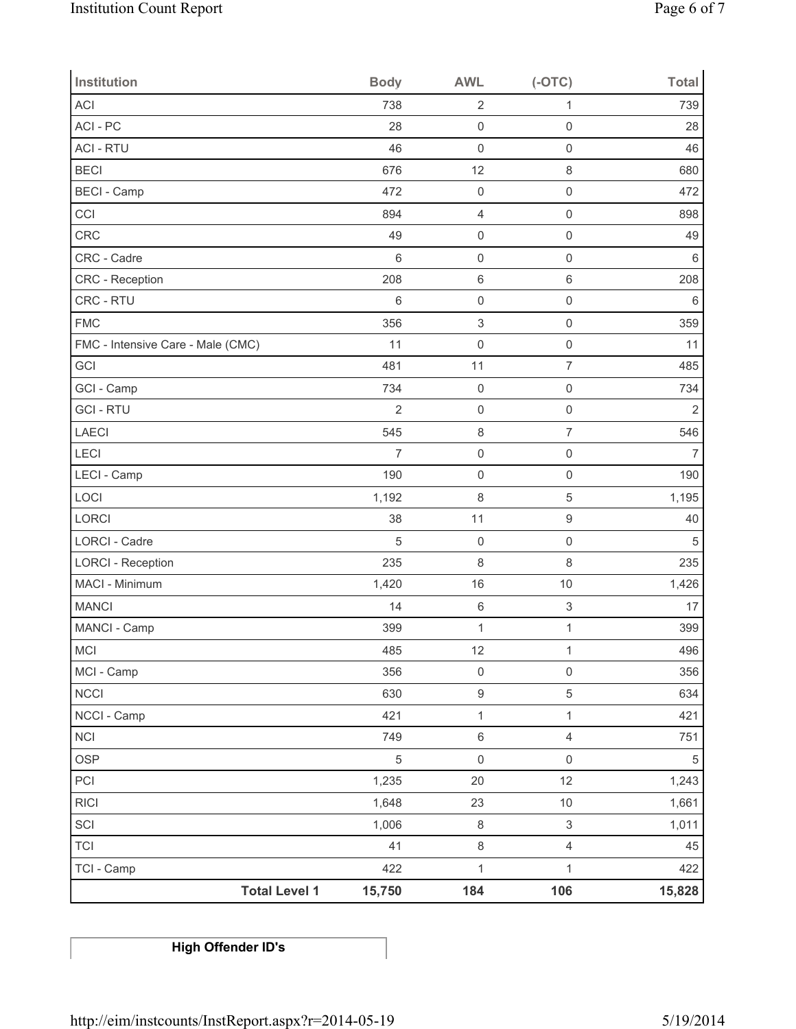| Institution | Body | AWL | (-OTC) | Total |
|---|---|---|---|---|
| ACI | 738 | 2 | 1 | 739 |
| ACI - PC | 28 | 0 | 0 | 28 |
| ACI - RTU | 46 | 0 | 0 | 46 |
| BECI | 676 | 12 | 8 | 680 |
| BECI - Camp | 472 | 0 | 0 | 472 |
| CCI | 894 | 4 | 0 | 898 |
| CRC | 49 | 0 | 0 | 49 |
| CRC - Cadre | 6 | 0 | 0 | 6 |
| CRC - Reception | 208 | 6 | 6 | 208 |
| CRC - RTU | 6 | 0 | 0 | 6 |
| FMC | 356 | 3 | 0 | 359 |
| FMC - Intensive Care - Male (CMC) | 11 | 0 | 0 | 11 |
| GCI | 481 | 11 | 7 | 485 |
| GCI - Camp | 734 | 0 | 0 | 734 |
| GCI - RTU | 2 | 0 | 0 | 2 |
| LAECI | 545 | 8 | 7 | 546 |
| LECI | 7 | 0 | 0 | 7 |
| LECI - Camp | 190 | 0 | 0 | 190 |
| LOCI | 1,192 | 8 | 5 | 1,195 |
| LORCI | 38 | 11 | 9 | 40 |
| LORCI - Cadre | 5 | 0 | 0 | 5 |
| LORCI - Reception | 235 | 8 | 8 | 235 |
| MACI - Minimum | 1,420 | 16 | 10 | 1,426 |
| MANCI | 14 | 6 | 3 | 17 |
| MANCI - Camp | 399 | 1 | 1 | 399 |
| MCI | 485 | 12 | 1 | 496 |
| MCI - Camp | 356 | 0 | 0 | 356 |
| NCCI | 630 | 9 | 5 | 634 |
| NCCI - Camp | 421 | 1 | 1 | 421 |
| NCI | 749 | 6 | 4 | 751 |
| OSP | 5 | 0 | 0 | 5 |
| PCI | 1,235 | 20 | 12 | 1,243 |
| RICI | 1,648 | 23 | 10 | 1,661 |
| SCI | 1,006 | 8 | 3 | 1,011 |
| TCI | 41 | 8 | 4 | 45 |
| TCI - Camp | 422 | 1 | 1 | 422 |
| **Total Level 1** | **15,750** | **184** | **106** | **15,828** |

**High Offender ID's**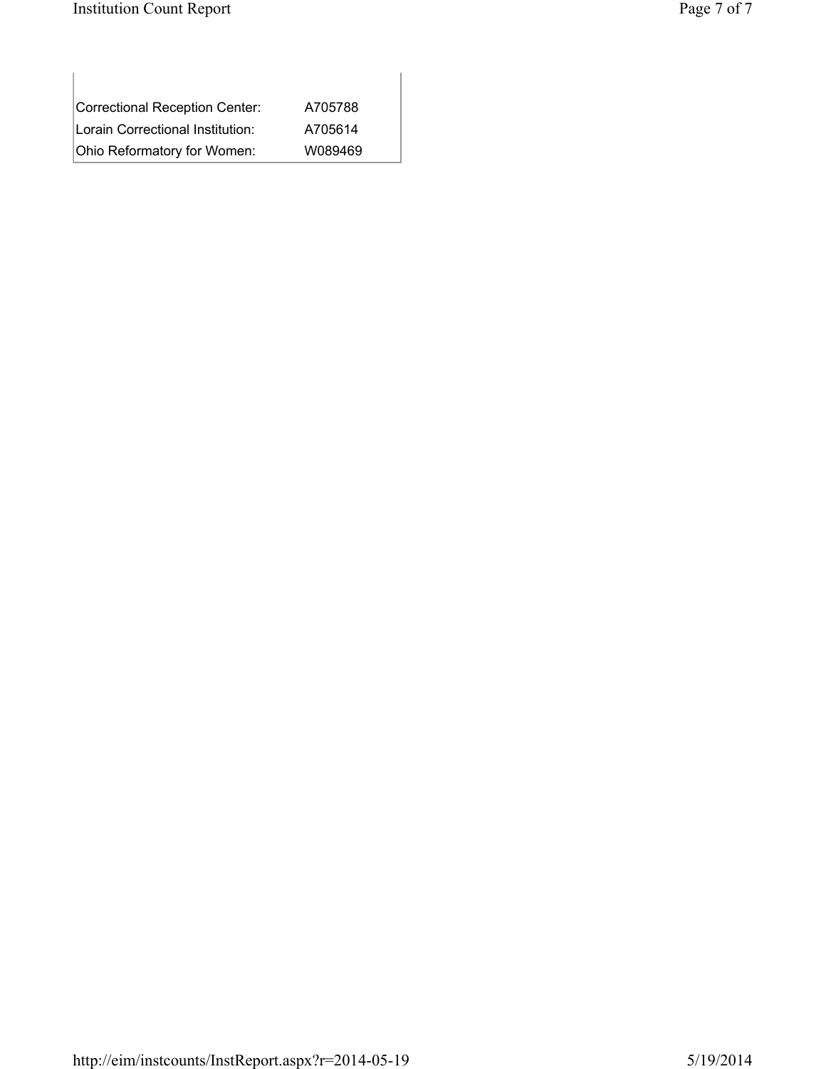| | |
|---|---|
| Correctional Reception Center: | A705788 |
| Lorain Correctional Institution: | A705614 |
| Ohio Reformatory for Women: | W089469 |